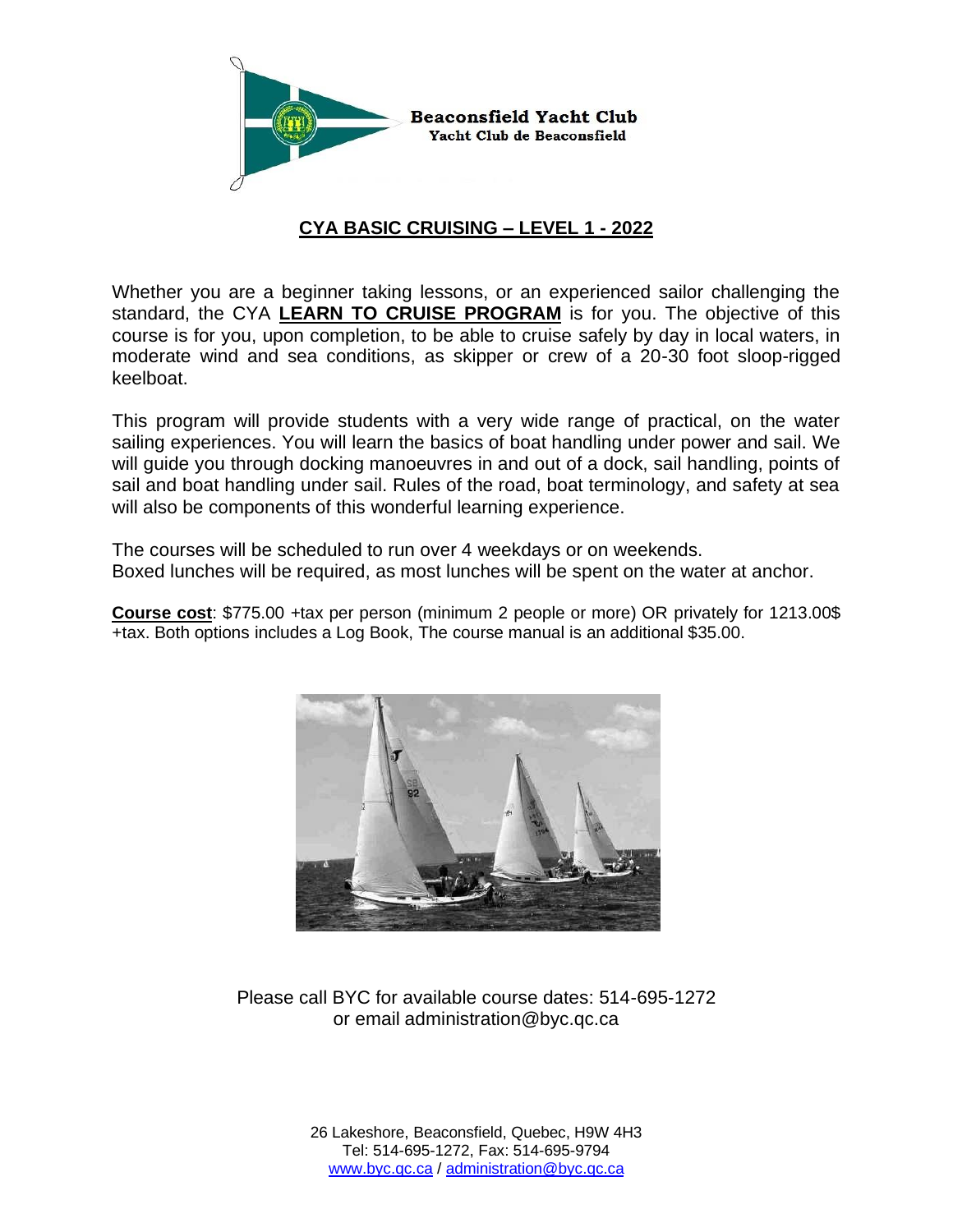Beaconsfield Yacht Club
Yacht Club de Beaconsfield

# CYA BASIC CRUISING – LEVEL 1 - 2022

Whether you are a beginner taking lessons, or an experienced sailor challenging the standard, the CYA **LEARN TO CRUISE PROGRAM** is for you. The objective of this course is for you, upon completion, to be able to cruise safely by day in local waters, in moderate wind and sea conditions, as skipper or crew of a 20-30 foot sloop-rigged keelboat.

This program will provide students with a very wide range of practical, on the water sailing experiences. You will learn the basics of boat handling under power and sail. We will guide you through docking manoeuvres in and out of a dock, sail handling, points of sail and boat handling under sail. Rules of the road, boat terminology, and safety at sea will also be components of this wonderful learning experience.

The courses will be scheduled to run over 4 weekdays or on weekends.
Boxed lunches will be required, as most lunches will be spent on the water at anchor.

**Course cost**: $775.00 +tax per person (minimum 2 people or more) OR privately for 1213.00$ +tax. Both options includes a Log Book, The course manual is an additional $35.00.

Please call BYC for available course dates: 514-695-1272
or email administration@byc.qc.ca

26 Lakeshore, Beaconsfield, Quebec, H9W 4H3
Tel: 514-695-1272, Fax: 514-695-9794
www.byc.qc.ca / administration@byc.qc.ca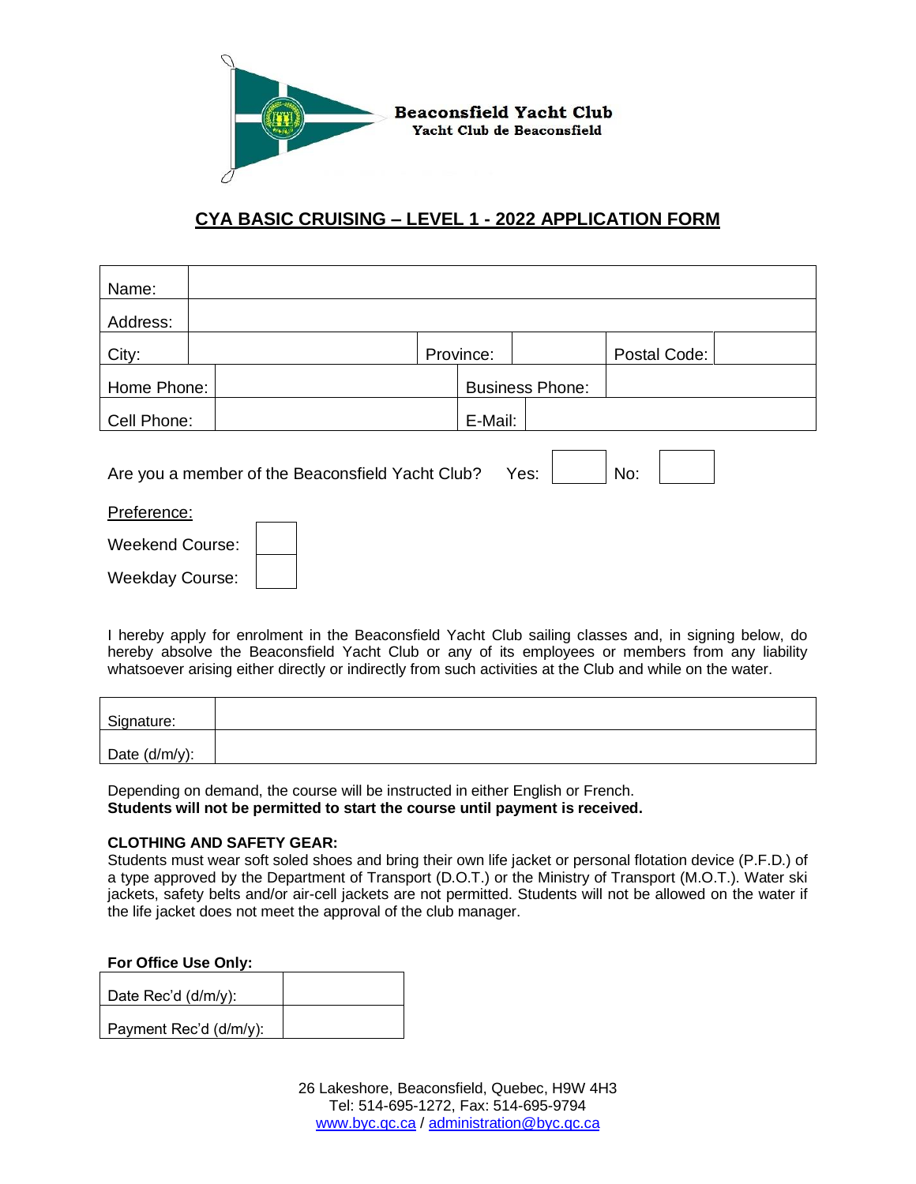Beaconsfield Yacht Club
Yacht Club de Beaconsfield

# CYA BASIC CRUISING – LEVEL 1 - 2022 APPLICATION FORM

| | | | | | |
|---|---|---|---|---|---|
| Name: | | | | | |
| Address: | | | | | |
| City: | | Province: | | Postal Code: | |
| Home Phone: | | Business Phone: | | | |
| Cell Phone: | | E-Mail: | | | |

Are you a member of the Beaconsfield Yacht Club? Yes: ☐ No: ☐

Preference:

Weekend Course: ☐

Weekday Course: ☐

I hereby apply for enrolment in the Beaconsfield Yacht Club sailing classes and, in signing below, do hereby absolve the Beaconsfield Yacht Club or any of its employees or members from any liability whatsoever arising either directly or indirectly from such activities at the Club and while on the water.

| | |
|---|---|
| Signature: | |
| Date (d/m/y): | |

Depending on demand, the course will be instructed in either English or French.
**Students will not be permitted to start the course until payment is received.**

**CLOTHING AND SAFETY GEAR:**
Students must wear soft soled shoes and bring their own life jacket or personal flotation device (P.F.D.) of a type approved by the Department of Transport (D.O.T.) or the Ministry of Transport (M.O.T.). Water ski jackets, safety belts and/or air-cell jackets are not permitted. Students will not be allowed on the water if the life jacket does not meet the approval of the club manager.

**For Office Use Only:**

| | |
|---|---|
| Date Rec'd (d/m/y): | |
| Payment Rec'd (d/m/y): | |

26 Lakeshore, Beaconsfield, Quebec, H9W 4H3
Tel: 514-695-1272, Fax: 514-695-9794
www.byc.qc.ca / administration@byc.qc.ca